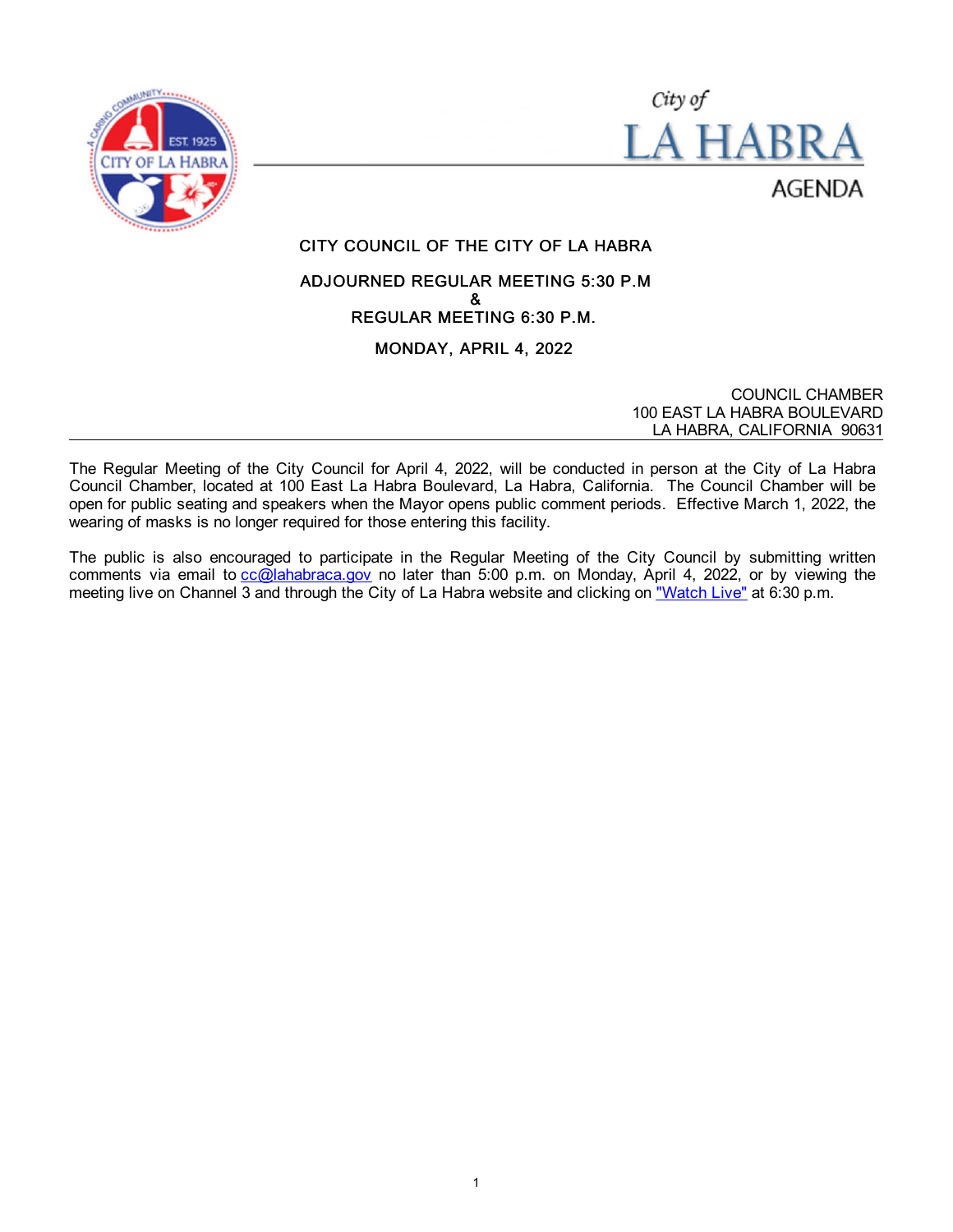City of
# LA HABRA
AGENDA

## CITY COUNCIL OF THE CITY OF LA HABRA

### ADJOURNED REGULAR MEETING 5:30 P.M
### &
### REGULAR MEETING 6:30 P.M.

### MONDAY, APRIL 4, 2022

COUNCIL CHAMBER
100 EAST LA HABRA BOULEVARD
LA HABRA, CALIFORNIA 90631

---

The Regular Meeting of the City Council for April 4, 2022, will be conducted in person at the City of La Habra Council Chamber, located at 100 East La Habra Boulevard, La Habra, California. The Council Chamber will be open for public seating and speakers when the Mayor opens public comment periods. Effective March 1, 2022, the wearing of masks is no longer required for those entering this facility.

The public is also encouraged to participate in the Regular Meeting of the City Council by submitting written comments via email to cc@lahabraca.gov no later than 5:00 p.m. on Monday, April 4, 2022, or by viewing the meeting live on Channel 3 and through the City of La Habra website and clicking on "Watch Live" at 6:30 p.m.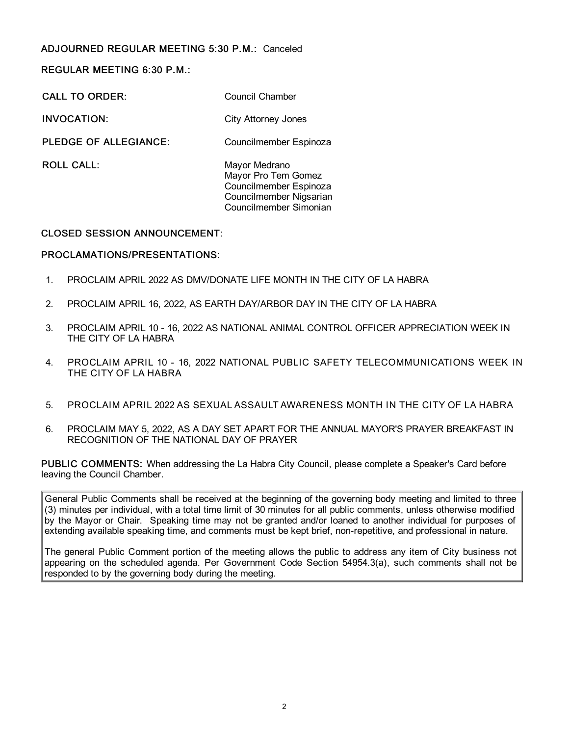**ADJOURNED REGULAR MEETING 5:30 P.M.:** Canceled

**REGULAR MEETING 6:30 P.M.:**

**CALL TO ORDER:** Council Chamber

**INVOCATION:** City Attorney Jones

**PLEDGE OF ALLEGIANCE:** Councilmember Espinoza

**ROLL CALL:**
Mayor Medrano
Mayor Pro Tem Gomez
Councilmember Espinoza
Councilmember Nigsarian
Councilmember Simonian

**CLOSED SESSION ANNOUNCEMENT:**

**PROCLAMATIONS/PRESENTATIONS:**

1. PROCLAIM APRIL 2022 AS DMV/DONATE LIFE MONTH IN THE CITY OF LA HABRA
2. PROCLAIM APRIL 16, 2022, AS EARTH DAY/ARBOR DAY IN THE CITY OF LA HABRA
3. PROCLAIM APRIL 10 - 16, 2022 AS NATIONAL ANIMAL CONTROL OFFICER APPRECIATION WEEK IN THE CITY OF LA HABRA
4. PROCLAIM APRIL 10 - 16, 2022 NATIONAL PUBLIC SAFETY TELECOMMUNICATIONS WEEK IN THE CITY OF LA HABRA
5. PROCLAIM APRIL 2022 AS SEXUAL ASSAULT AWARENESS MONTH IN THE CITY OF LA HABRA
6. PROCLAIM MAY 5, 2022, AS A DAY SET APART FOR THE ANNUAL MAYOR'S PRAYER BREAKFAST IN RECOGNITION OF THE NATIONAL DAY OF PRAYER

**PUBLIC COMMENTS:** When addressing the La Habra City Council, please complete a Speaker's Card before leaving the Council Chamber.

General Public Comments shall be received at the beginning of the governing body meeting and limited to three (3) minutes per individual, with a total time limit of 30 minutes for all public comments, unless otherwise modified by the Mayor or Chair. Speaking time may not be granted and/or loaned to another individual for purposes of extending available speaking time, and comments must be kept brief, non-repetitive, and professional in nature.

The general Public Comment portion of the meeting allows the public to address any item of City business not appearing on the scheduled agenda. Per Government Code Section 54954.3(a), such comments shall not be responded to by the governing body during the meeting.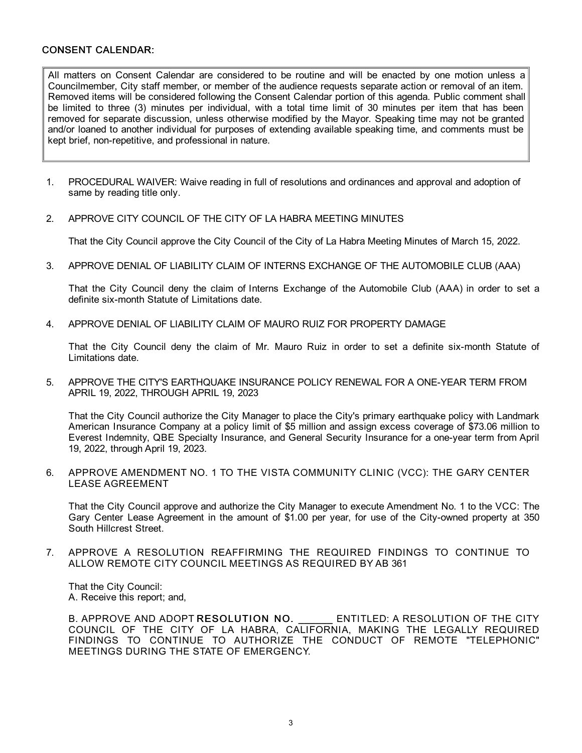## CONSENT CALENDAR:

> All matters on Consent Calendar are considered to be routine and will be enacted by one motion unless a Councilmember, City staff member, or member of the audience requests separate action or removal of an item. Removed items will be considered following the Consent Calendar portion of this agenda. Public comment shall be limited to three (3) minutes per individual, with a total time limit of 30 minutes per item that has been removed for separate discussion, unless otherwise modified by the Mayor. Speaking time may not be granted and/or loaned to another individual for purposes of extending available speaking time, and comments must be kept brief, non-repetitive, and professional in nature.

1. PROCEDURAL WAIVER: Waive reading in full of resolutions and ordinances and approval and adoption of same by reading title only.

2. APPROVE CITY COUNCIL OF THE CITY OF LA HABRA MEETING MINUTES

   That the City Council approve the City Council of the City of La Habra Meeting Minutes of March 15, 2022.

3. APPROVE DENIAL OF LIABILITY CLAIM OF INTERNS EXCHANGE OF THE AUTOMOBILE CLUB (AAA)

   That the City Council deny the claim of Interns Exchange of the Automobile Club (AAA) in order to set a definite six-month Statute of Limitations date.

4. APPROVE DENIAL OF LIABILITY CLAIM OF MAURO RUIZ FOR PROPERTY DAMAGE

   That the City Council deny the claim of Mr. Mauro Ruiz in order to set a definite six-month Statute of Limitations date.

5. APPROVE THE CITY'S EARTHQUAKE INSURANCE POLICY RENEWAL FOR A ONE-YEAR TERM FROM APRIL 19, 2022, THROUGH APRIL 19, 2023

   That the City Council authorize the City Manager to place the City's primary earthquake policy with Landmark American Insurance Company at a policy limit of $5 million and assign excess coverage of $73.06 million to Everest Indemnity, QBE Specialty Insurance, and General Security Insurance for a one-year term from April 19, 2022, through April 19, 2023.

6. APPROVE AMENDMENT NO. 1 TO THE VISTA COMMUNITY CLINIC (VCC): THE GARY CENTER LEASE AGREEMENT

   That the City Council approve and authorize the City Manager to execute Amendment No. 1 to the VCC: The Gary Center Lease Agreement in the amount of $1.00 per year, for use of the City-owned property at 350 South Hillcrest Street.

7. APPROVE A RESOLUTION REAFFIRMING THE REQUIRED FINDINGS TO CONTINUE TO ALLOW REMOTE CITY COUNCIL MEETINGS AS REQUIRED BY AB 361

   That the City Council:
   A. Receive this report; and,

   B. APPROVE AND ADOPT RESOLUTION NO. ______ ENTITLED: A RESOLUTION OF THE CITY COUNCIL OF THE CITY OF LA HABRA, CALIFORNIA, MAKING THE LEGALLY REQUIRED FINDINGS TO CONTINUE TO AUTHORIZE THE CONDUCT OF REMOTE "TELEPHONIC" MEETINGS DURING THE STATE OF EMERGENCY.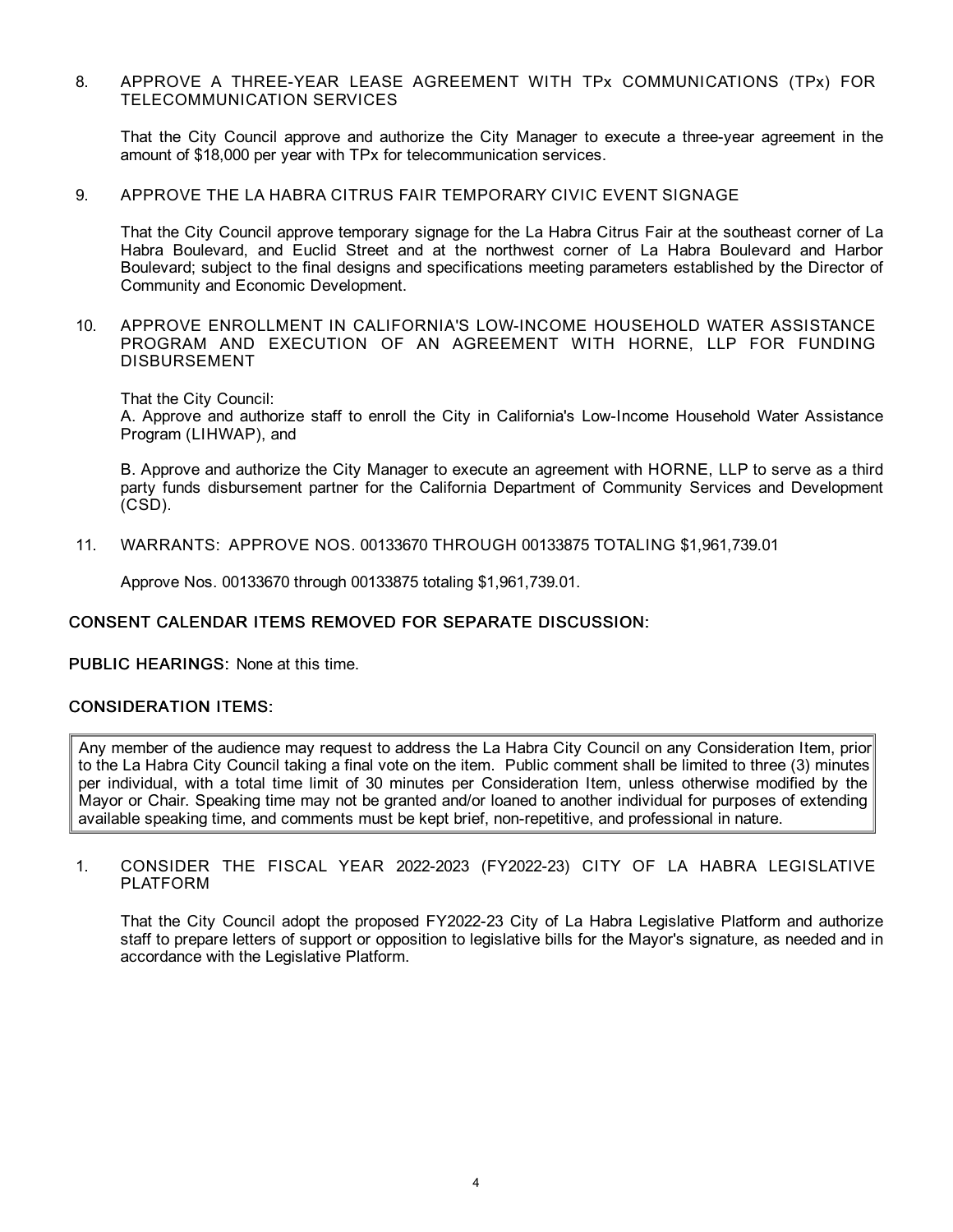8. APPROVE A THREE-YEAR LEASE AGREEMENT WITH TPx COMMUNICATIONS (TPx) FOR TELECOMMUNICATION SERVICES

   That the City Council approve and authorize the City Manager to execute a three-year agreement in the amount of $18,000 per year with TPx for telecommunication services.

9. APPROVE THE LA HABRA CITRUS FAIR TEMPORARY CIVIC EVENT SIGNAGE

   That the City Council approve temporary signage for the La Habra Citrus Fair at the southeast corner of La Habra Boulevard, and Euclid Street and at the northwest corner of La Habra Boulevard and Harbor Boulevard; subject to the final designs and specifications meeting parameters established by the Director of Community and Economic Development.

10. APPROVE ENROLLMENT IN CALIFORNIA'S LOW-INCOME HOUSEHOLD WATER ASSISTANCE PROGRAM AND EXECUTION OF AN AGREEMENT WITH HORNE, LLP FOR FUNDING DISBURSEMENT

    That the City Council:
    A. Approve and authorize staff to enroll the City in California's Low-Income Household Water Assistance Program (LIHWAP), and

    B. Approve and authorize the City Manager to execute an agreement with HORNE, LLP to serve as a third party funds disbursement partner for the California Department of Community Services and Development (CSD).

11. WARRANTS: APPROVE NOS. 00133670 THROUGH 00133875 TOTALING $1,961,739.01

    Approve Nos. 00133670 through 00133875 totaling $1,961,739.01.

**CONSENT CALENDAR ITEMS REMOVED FOR SEPARATE DISCUSSION:**

**PUBLIC HEARINGS:** None at this time.

**CONSIDERATION ITEMS:**

| Any member of the audience may request to address the La Habra City Council on any Consideration Item, prior to the La Habra City Council taking a final vote on the item. Public comment shall be limited to three (3) minutes per individual, with a total time limit of 30 minutes per Consideration Item, unless otherwise modified by the Mayor or Chair. Speaking time may not be granted and/or loaned to another individual for purposes of extending available speaking time, and comments must be kept brief, non-repetitive, and professional in nature. |
|---|

1. CONSIDER THE FISCAL YEAR 2022-2023 (FY2022-23) CITY OF LA HABRA LEGISLATIVE PLATFORM

   That the City Council adopt the proposed FY2022-23 City of La Habra Legislative Platform and authorize staff to prepare letters of support or opposition to legislative bills for the Mayor's signature, as needed and in accordance with the Legislative Platform.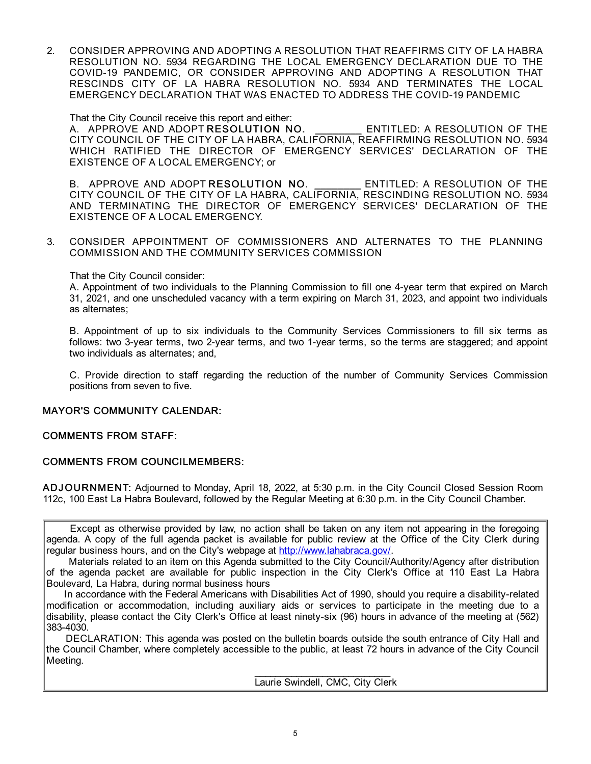2. CONSIDER APPROVING AND ADOPTING A RESOLUTION THAT REAFFIRMS CITY OF LA HABRA RESOLUTION NO. 5934 REGARDING THE LOCAL EMERGENCY DECLARATION DUE TO THE COVID-19 PANDEMIC, OR CONSIDER APPROVING AND ADOPTING A RESOLUTION THAT RESCINDS CITY OF LA HABRA RESOLUTION NO. 5934 AND TERMINATES THE LOCAL EMERGENCY DECLARATION THAT WAS ENACTED TO ADDRESS THE COVID-19 PANDEMIC

   That the City Council receive this report and either:
   A. APPROVE AND ADOPT **RESOLUTION NO. ________** ENTITLED: A RESOLUTION OF THE CITY COUNCIL OF THE CITY OF LA HABRA, CALIFORNIA, REAFFIRMING RESOLUTION NO. 5934 WHICH RATIFIED THE DIRECTOR OF EMERGENCY SERVICES' DECLARATION OF THE EXISTENCE OF A LOCAL EMERGENCY; or

   B. APPROVE AND ADOPT **RESOLUTION NO. ________** ENTITLED: A RESOLUTION OF THE CITY COUNCIL OF THE CITY OF LA HABRA, CALIFORNIA, RESCINDING RESOLUTION NO. 5934 AND TERMINATING THE DIRECTOR OF EMERGENCY SERVICES' DECLARATION OF THE EXISTENCE OF A LOCAL EMERGENCY.

3. CONSIDER APPOINTMENT OF COMMISSIONERS AND ALTERNATES TO THE PLANNING COMMISSION AND THE COMMUNITY SERVICES COMMISSION

   That the City Council consider:
   A. Appointment of two individuals to the Planning Commission to fill one 4-year term that expired on March 31, 2021, and one unscheduled vacancy with a term expiring on March 31, 2023, and appoint two individuals as alternates;

   B. Appointment of up to six individuals to the Community Services Commissioners to fill six terms as follows: two 3-year terms, two 2-year terms, and two 1-year terms, so the terms are staggered; and appoint two individuals as alternates; and,

   C. Provide direction to staff regarding the reduction of the number of Community Services Commission positions from seven to five.

**MAYOR'S COMMUNITY CALENDAR:**

**COMMENTS FROM STAFF:**

**COMMENTS FROM COUNCILMEMBERS:**

**ADJOURNMENT:** Adjourned to Monday, April 18, 2022, at 5:30 p.m. in the City Council Closed Session Room 112c, 100 East La Habra Boulevard, followed by the Regular Meeting at 6:30 p.m. in the City Council Chamber.

Except as otherwise provided by law, no action shall be taken on any item not appearing in the foregoing agenda. A copy of the full agenda packet is available for public review at the Office of the City Clerk during regular business hours, and on the City's webpage at http://www.lahabraca.gov/.

Materials related to an item on this Agenda submitted to the City Council/Authority/Agency after distribution of the agenda packet are available for public inspection in the City Clerk's Office at 110 East La Habra Boulevard, La Habra, during normal business hours

In accordance with the Federal Americans with Disabilities Act of 1990, should you require a disability-related modification or accommodation, including auxiliary aids or services to participate in the meeting due to a disability, please contact the City Clerk's Office at least ninety-six (96) hours in advance of the meeting at (562) 383-4030.

DECLARATION: This agenda was posted on the bulletin boards outside the south entrance of City Hall and the Council Chamber, where completely accessible to the public, at least 72 hours in advance of the City Council Meeting.

___________________________
Laurie Swindell, CMC, City Clerk